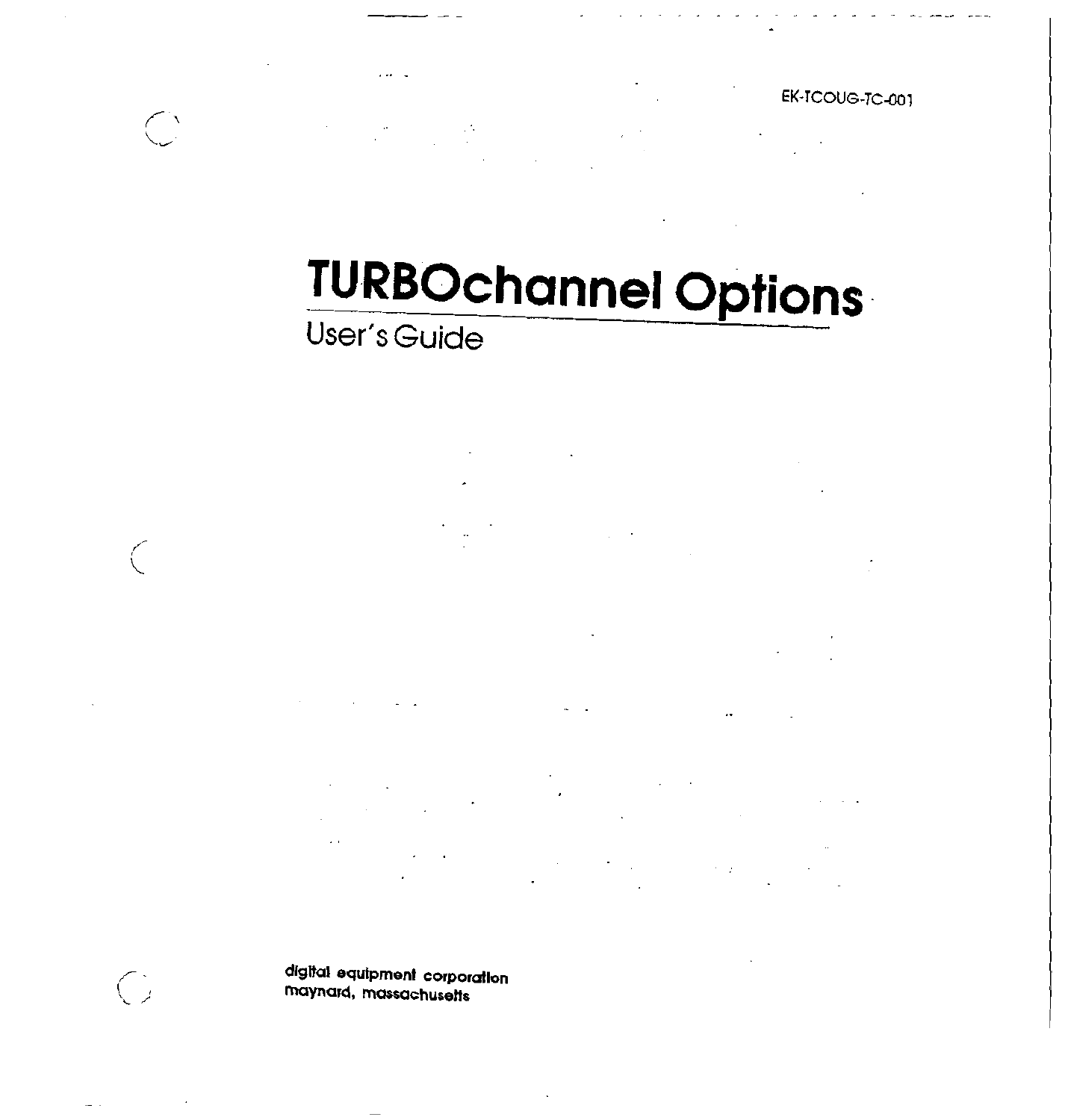EK-TCOUG-TC-001

# TURBOchannel Options

## User's Guide

digital equipment corporation
maynard, massachusetts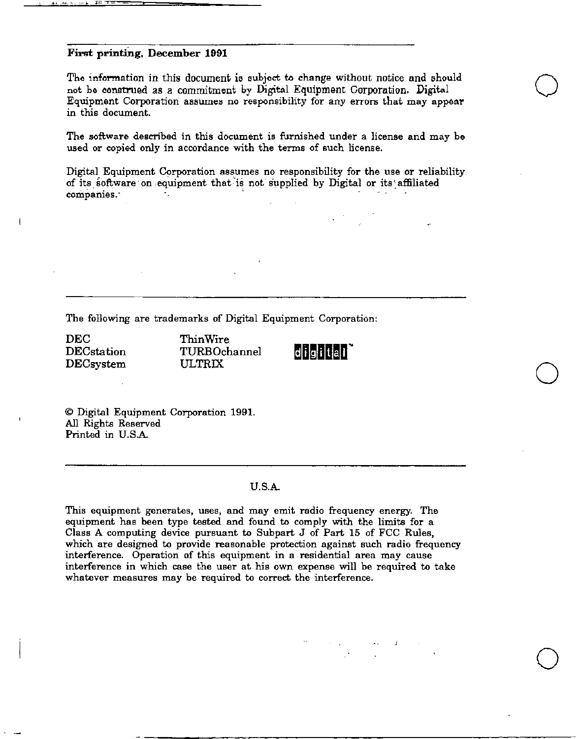**First printing, December 1991**

The information in this document is subject to change without notice and should not be construed as a commitment by Digital Equipment Corporation. Digital Equipment Corporation assumes no responsibility for any errors that may appear in this document.

The software described in this document is furnished under a license and may be used or copied only in accordance with the terms of such license.

Digital Equipment Corporation assumes no responsibility for the use or reliability of its software on equipment that is not supplied by Digital or its affiliated companies.

---

The following are trademarks of Digital Equipment Corporation:

| | | |
|---|---|---|
| DEC | ThinWire | digital™ |
| DECstation | TURBOchannel | |
| DECsystem | ULTRIX | |

© Digital Equipment Corporation 1991.
All Rights Reserved
Printed in U.S.A.

---

U.S.A.

This equipment generates, uses, and may emit radio frequency energy. The equipment has been type tested and found to comply with the limits for a Class A computing device pursuant to Subpart J of Part 15 of FCC Rules, which are designed to provide reasonable protection against such radio frequency interference. Operation of this equipment in a residential area may cause interference in which case the user at his own expense will be required to take whatever measures may be required to correct the interference.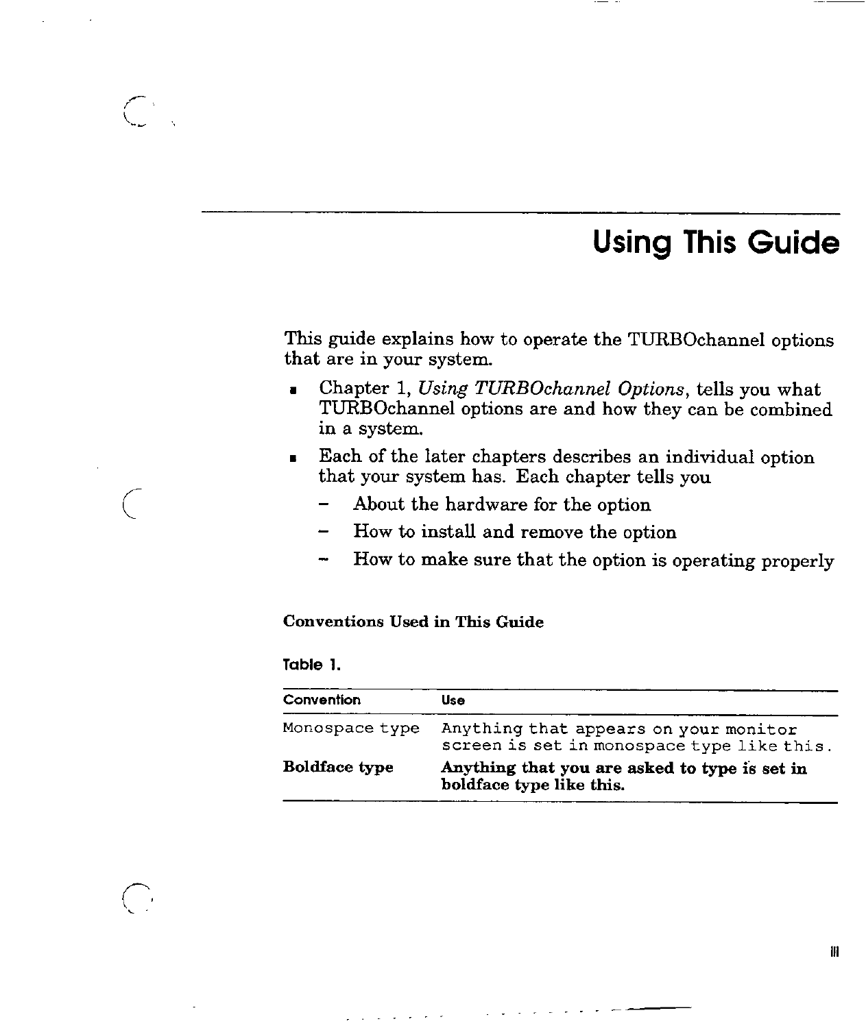# Using This Guide

This guide explains how to operate the TURBOchannel options that are in your system.

- Chapter 1, *Using TURBOchannel Options*, tells you what TURBOchannel options are and how they can be combined in a system.
- Each of the later chapters describes an individual option that your system has. Each chapter tells you
  - About the hardware for the option
  - How to install and remove the option
  - How to make sure that the option is operating properly

**Conventions Used in This Guide**

Table 1.

| Convention | Use |
|---|---|
| `Monospace type` | `Anything that appears on your monitor screen is set in monospace type like this.` |
| **Boldface type** | **Anything that you are asked to type is set in boldface type like this.** |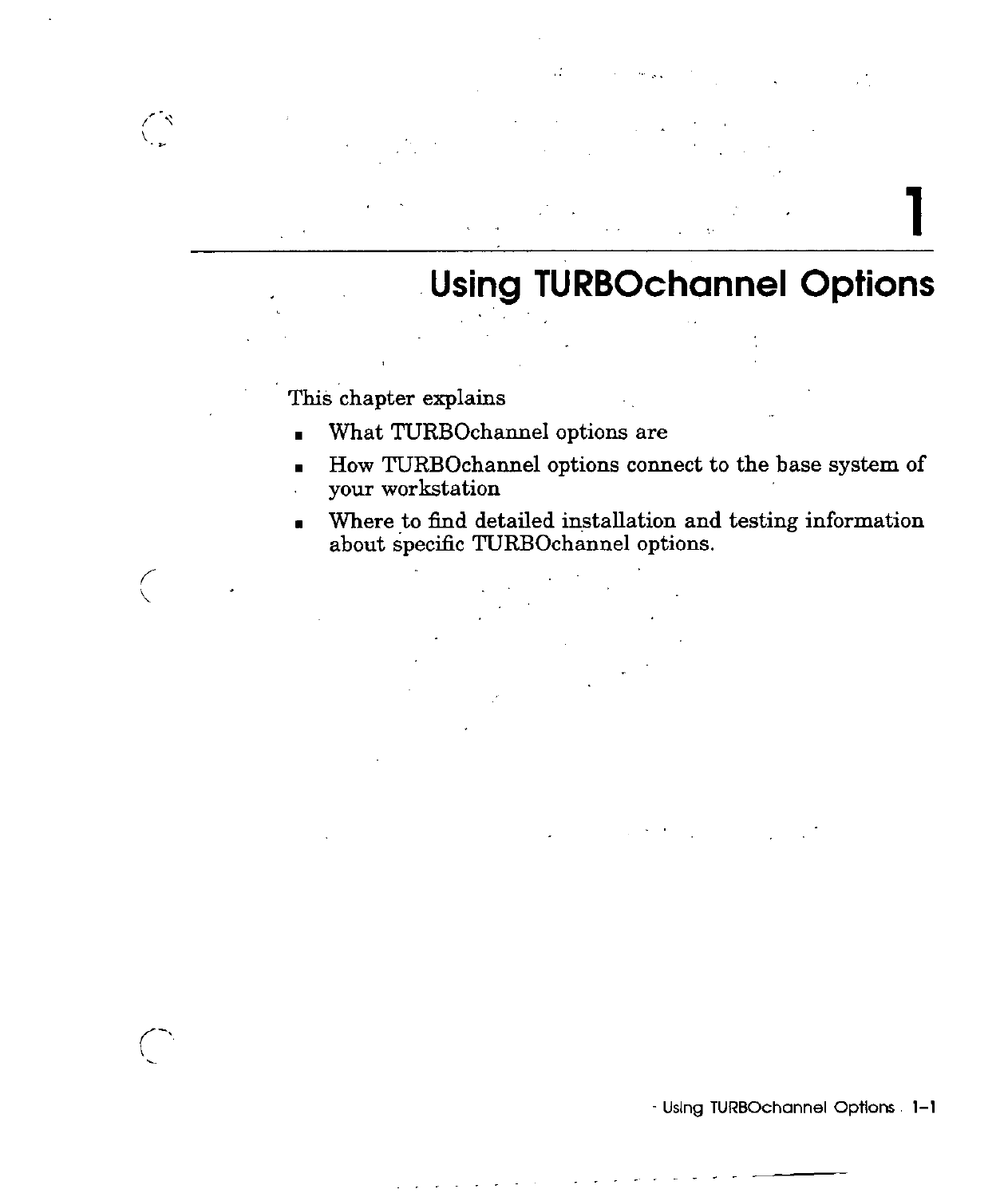# 1 Using TURBOchannel Options

This chapter explains

- What TURBOchannel options are
- How TURBOchannel options connect to the base system of your workstation
- Where to find detailed installation and testing information about specific TURBOchannel options.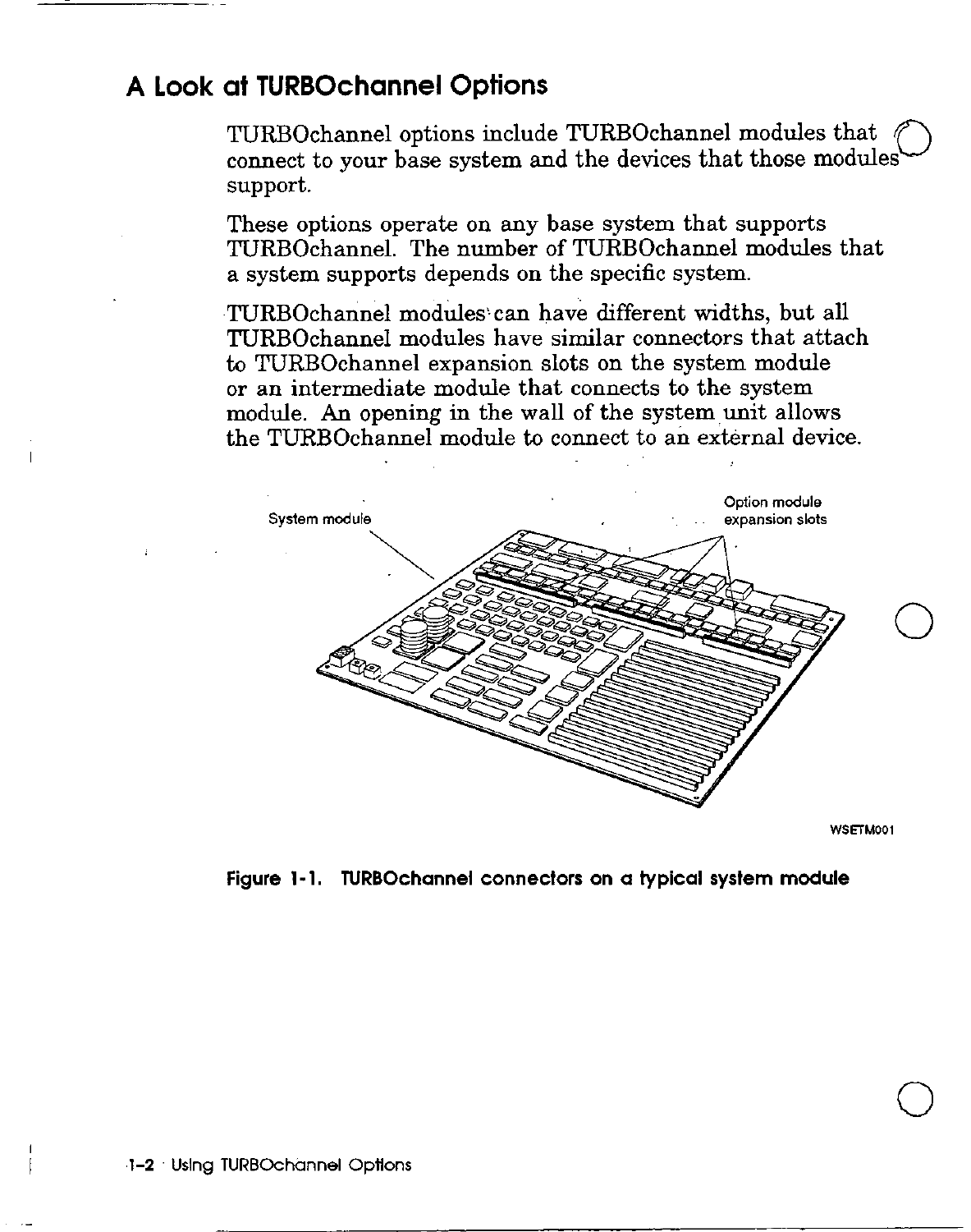# A Look at TURBOchannel Options

TURBOchannel options include TURBOchannel modules that connect to your base system and the devices that those modules support.

These options operate on any base system that supports TURBOchannel. The number of TURBOchannel modules that a system supports depends on the specific system.

TURBOchannel modules can have different widths, but all TURBOchannel modules have similar connectors that attach to TURBOchannel expansion slots on the system module or an intermediate module that connects to the system module. An opening in the wall of the system unit allows the TURBOchannel module to connect to an external device.

System module

Option module expansion slots

WSETM001

**Figure 1-1. TURBOchannel connectors on a typical system module**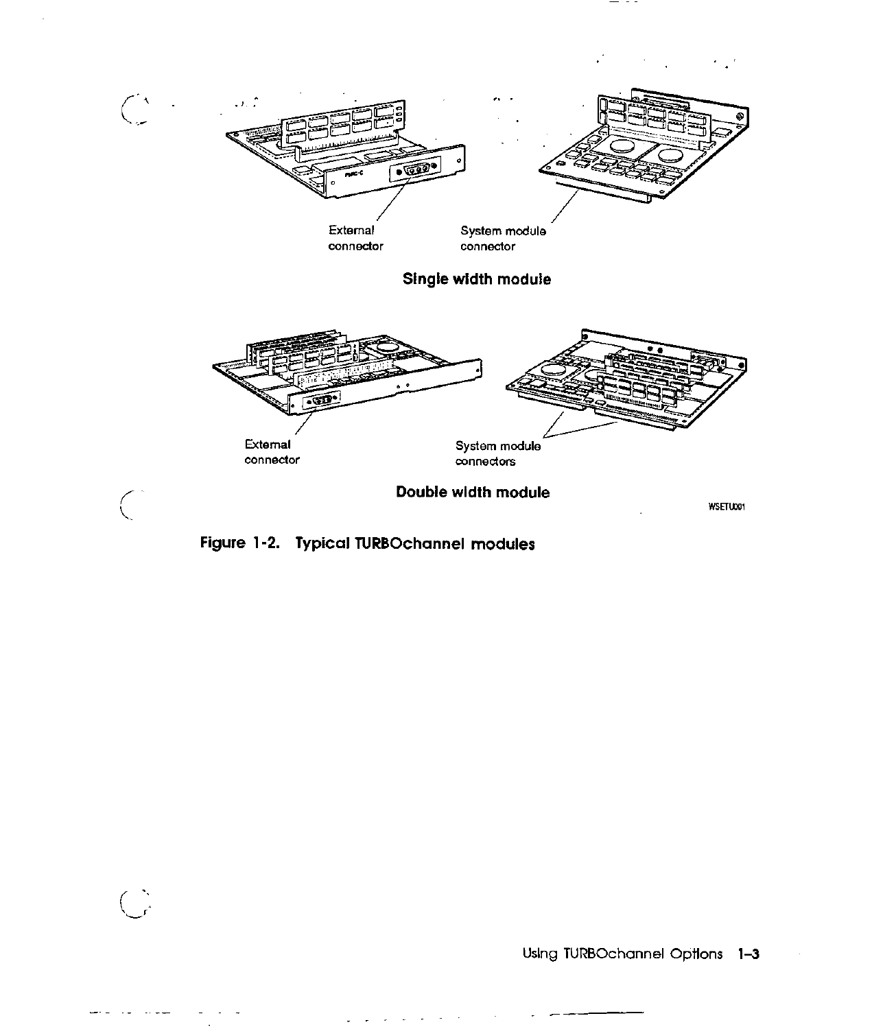External connector

System module connector

**Single width module**

External connector

System module connectors

**Double width module**

WSETU001

**Figure 1-2. Typical TURBOchannel modules**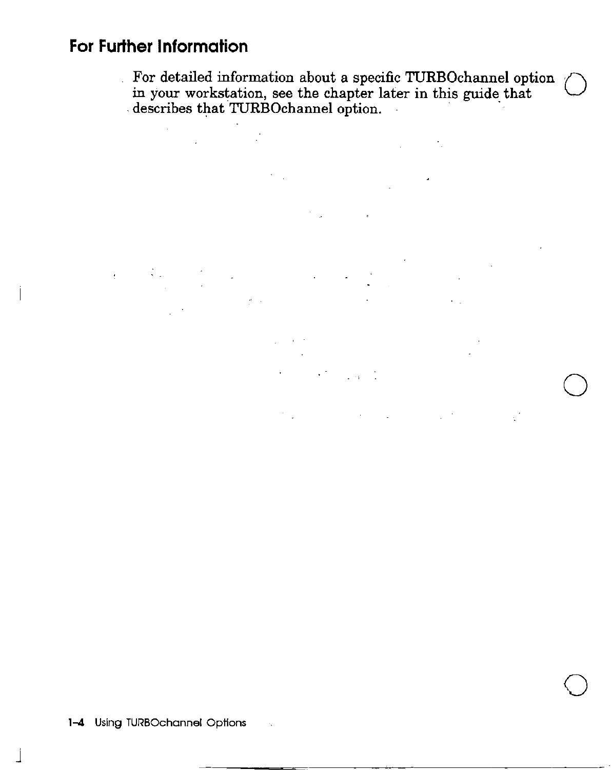## For Further Information

For detailed information about a specific TURBOchannel option in your workstation, see the chapter later in this guide that describes that TURBOchannel option.